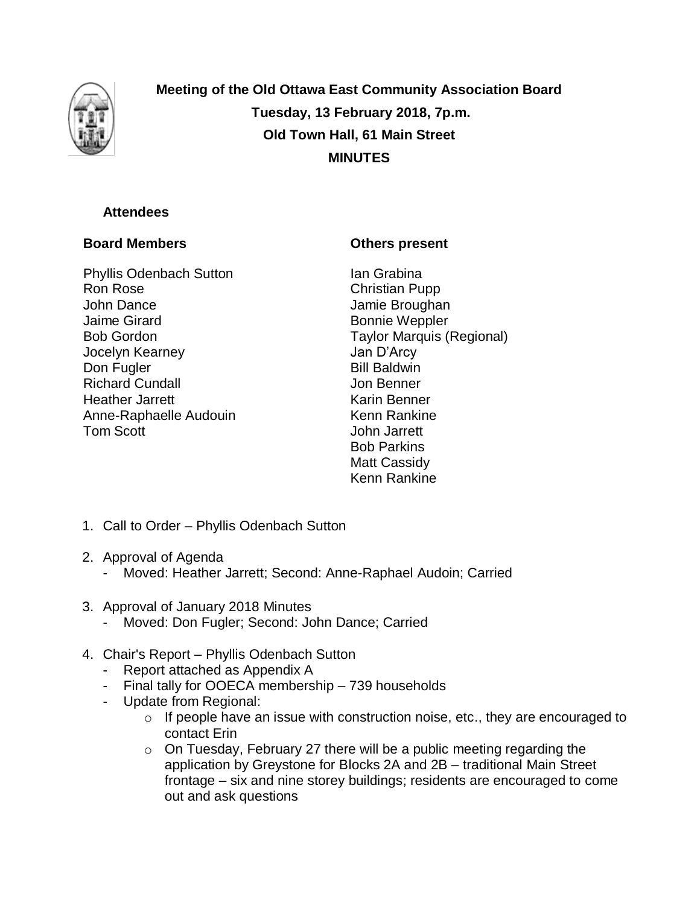**Meeting of the Old Ottawa East Community Association Board**
**Tuesday, 13 February 2018, 7p.m.**
**Old Town Hall, 61 Main Street**
**MINUTES**

**Attendees**

**Board Members**

Phyllis Odenbach Sutton
Ron Rose
John Dance
Jaime Girard
Bob Gordon
Jocelyn Kearney
Don Fugler
Richard Cundall
Heather Jarrett
Anne-Raphaelle Audouin
Tom Scott

**Others present**

Ian Grabina
Christian Pupp
Jamie Broughan
Bonnie Weppler
Taylor Marquis (Regional)
Jan D'Arcy
Bill Baldwin
Jon Benner
Karin Benner
Kenn Rankine
John Jarrett
Bob Parkins
Matt Cassidy
Kenn Rankine

1. Call to Order – Phyllis Odenbach Sutton

2. Approval of Agenda
   - Moved: Heather Jarrett; Second: Anne-Raphael Audoin; Carried

3. Approval of January 2018 Minutes
   - Moved: Don Fugler; Second: John Dance; Carried

4. Chair's Report – Phyllis Odenbach Sutton
   - Report attached as Appendix A
   - Final tally for OOECA membership – 739 households
   - Update from Regional:
     - If people have an issue with construction noise, etc., they are encouraged to contact Erin
     - On Tuesday, February 27 there will be a public meeting regarding the application by Greystone for Blocks 2A and 2B – traditional Main Street frontage – six and nine storey buildings; residents are encouraged to come out and ask questions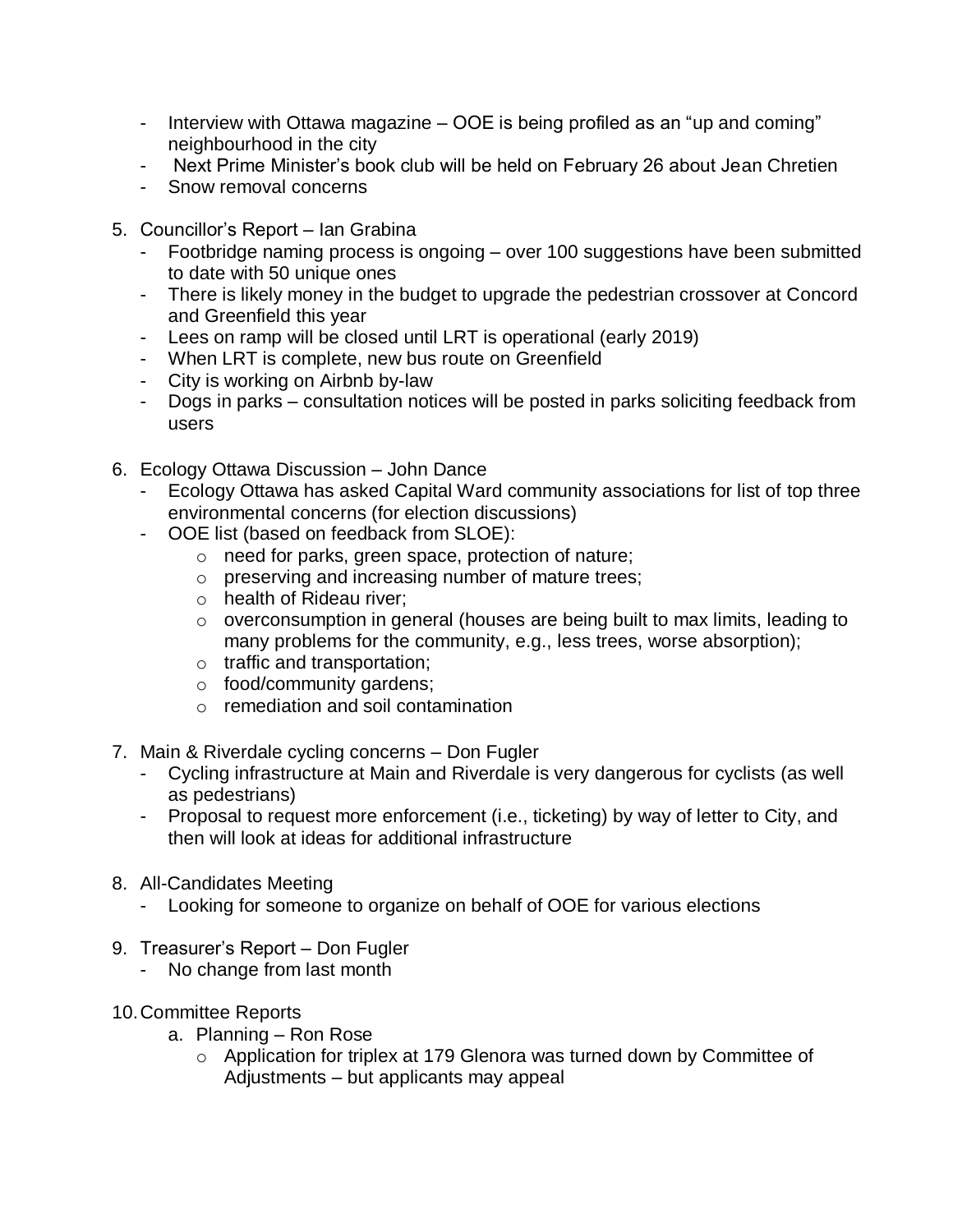- Interview with Ottawa magazine – OOE is being profiled as an "up and coming" neighbourhood in the city
- Next Prime Minister's book club will be held on February 26 about Jean Chretien
- Snow removal concerns

5. Councillor's Report – Ian Grabina
   - Footbridge naming process is ongoing – over 100 suggestions have been submitted to date with 50 unique ones
   - There is likely money in the budget to upgrade the pedestrian crossover at Concord and Greenfield this year
   - Lees on ramp will be closed until LRT is operational (early 2019)
   - When LRT is complete, new bus route on Greenfield
   - City is working on Airbnb by-law
   - Dogs in parks – consultation notices will be posted in parks soliciting feedback from users

6. Ecology Ottawa Discussion – John Dance
   - Ecology Ottawa has asked Capital Ward community associations for list of top three environmental concerns (for election discussions)
   - OOE list (based on feedback from SLOE):
     - need for parks, green space, protection of nature;
     - preserving and increasing number of mature trees;
     - health of Rideau river;
     - overconsumption in general (houses are being built to max limits, leading to many problems for the community, e.g., less trees, worse absorption);
     - traffic and transportation;
     - food/community gardens;
     - remediation and soil contamination

7. Main & Riverdale cycling concerns – Don Fugler
   - Cycling infrastructure at Main and Riverdale is very dangerous for cyclists (as well as pedestrians)
   - Proposal to request more enforcement (i.e., ticketing) by way of letter to City, and then will look at ideas for additional infrastructure

8. All-Candidates Meeting
   - Looking for someone to organize on behalf of OOE for various elections

9. Treasurer's Report – Don Fugler
   - No change from last month

10. Committee Reports
    a. Planning – Ron Rose
       - Application for triplex at 179 Glenora was turned down by Committee of Adjustments – but applicants may appeal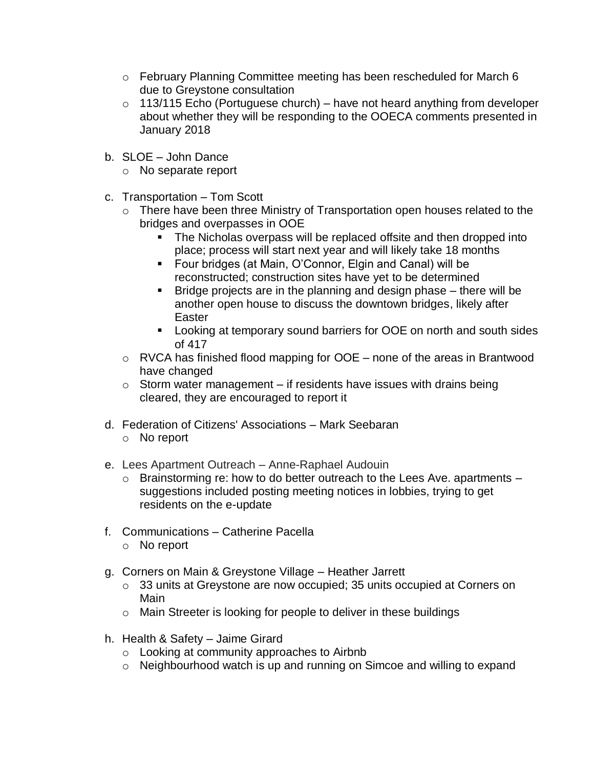- February Planning Committee meeting has been rescheduled for March 6 due to Greystone consultation
  - 113/115 Echo (Portuguese church) – have not heard anything from developer about whether they will be responding to the OOECA comments presented in January 2018

b. SLOE – John Dance
  - No separate report

c. Transportation – Tom Scott
  - There have been three Ministry of Transportation open houses related to the bridges and overpasses in OOE
    - The Nicholas overpass will be replaced offsite and then dropped into place; process will start next year and will likely take 18 months
    - Four bridges (at Main, O'Connor, Elgin and Canal) will be reconstructed; construction sites have yet to be determined
    - Bridge projects are in the planning and design phase – there will be another open house to discuss the downtown bridges, likely after Easter
    - Looking at temporary sound barriers for OOE on north and south sides of 417
  - RVCA has finished flood mapping for OOE – none of the areas in Brantwood have changed
  - Storm water management – if residents have issues with drains being cleared, they are encouraged to report it

d. Federation of Citizens' Associations – Mark Seebaran
  - No report

e. Lees Apartment Outreach – Anne-Raphael Audouin
  - Brainstorming re: how to do better outreach to the Lees Ave. apartments – suggestions included posting meeting notices in lobbies, trying to get residents on the e-update

f. Communications – Catherine Pacella
  - No report

g. Corners on Main & Greystone Village – Heather Jarrett
  - 33 units at Greystone are now occupied; 35 units occupied at Corners on Main
  - Main Streeter is looking for people to deliver in these buildings

h. Health & Safety – Jaime Girard
  - Looking at community approaches to Airbnb
  - Neighbourhood watch is up and running on Simcoe and willing to expand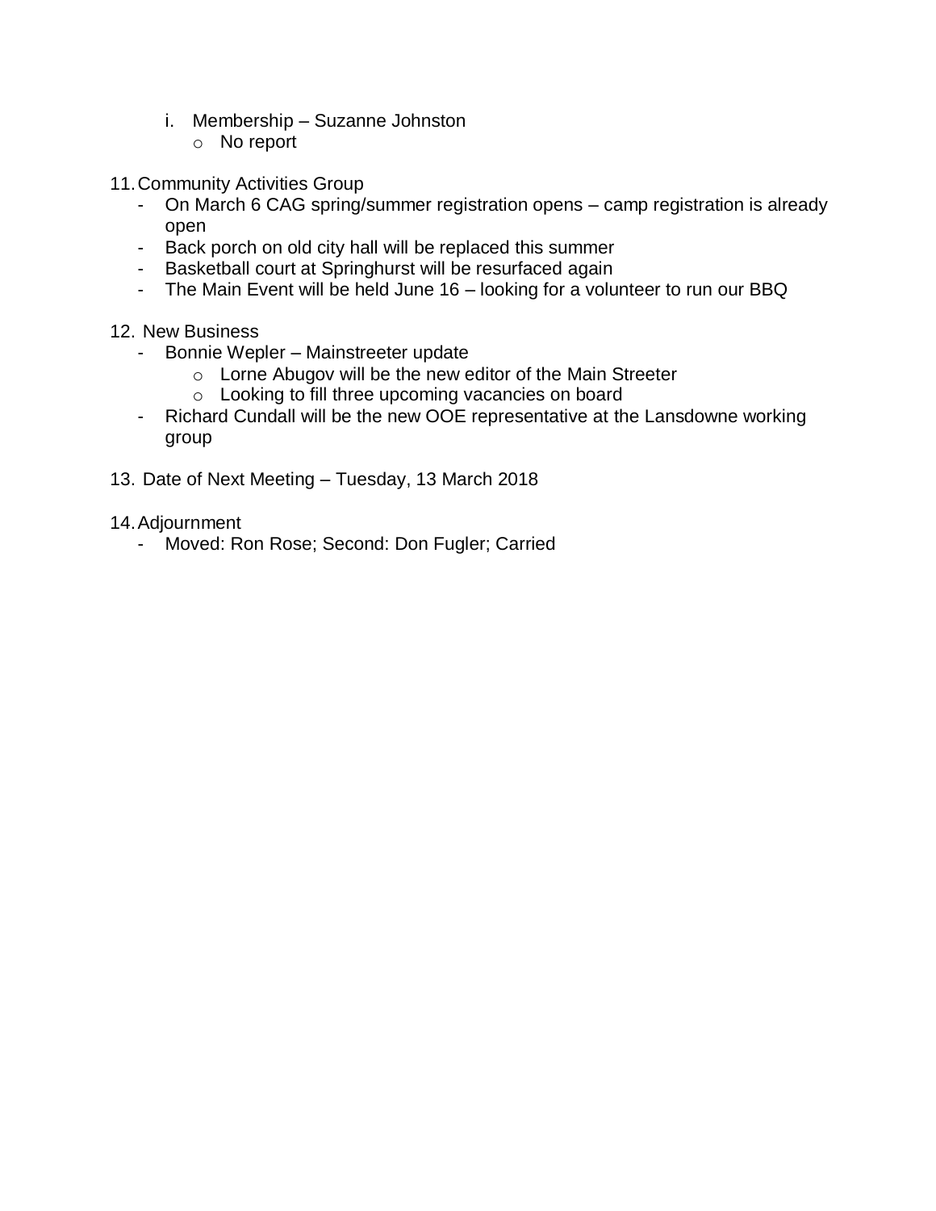i. Membership – Suzanne Johnston
      - No report

11. Community Activities Group
    - On March 6 CAG spring/summer registration opens – camp registration is already open
    - Back porch on old city hall will be replaced this summer
    - Basketball court at Springhurst will be resurfaced again
    - The Main Event will be held June 16 – looking for a volunteer to run our BBQ

12. New Business
    - Bonnie Wepler – Mainstreeter update
      - Lorne Abugov will be the new editor of the Main Streeter
      - Looking to fill three upcoming vacancies on board
    - Richard Cundall will be the new OOE representative at the Lansdowne working group

13. Date of Next Meeting – Tuesday, 13 March 2018

14. Adjournment
    - Moved: Ron Rose; Second: Don Fugler; Carried